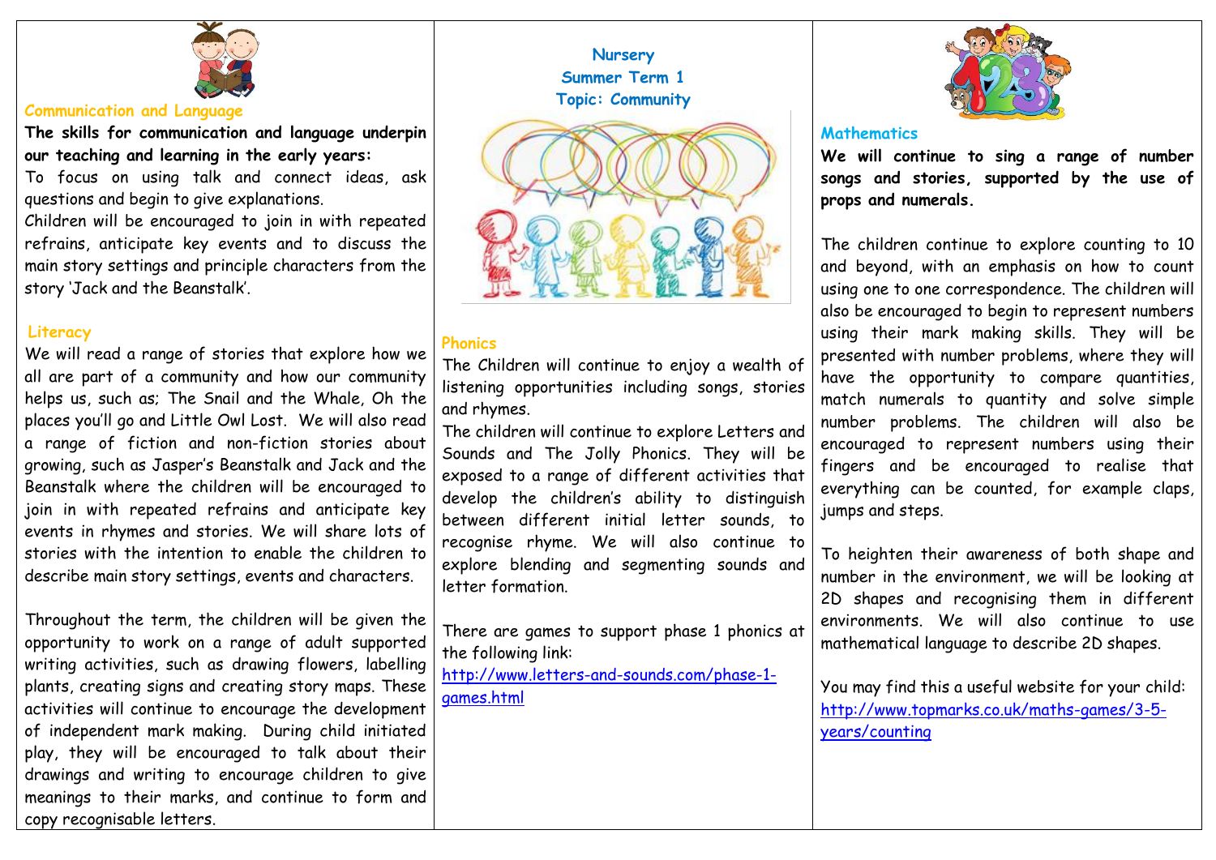# Nursery
## Summer Term 1
## Topic: Community

## Communication and Language

**The skills for communication and language underpin our teaching and learning in the early years:**

To focus on using talk and connect ideas, ask questions and begin to give explanations.

Children will be encouraged to join in with repeated refrains, anticipate key events and to discuss the main story settings and principle characters from the story 'Jack and the Beanstalk'.

## Literacy

We will read a range of stories that explore how we all are part of a community and how our community helps us, such as; The Snail and the Whale, Oh the places you'll go and Little Owl Lost. We will also read a range of fiction and non-fiction stories about growing, such as Jasper's Beanstalk and Jack and the Beanstalk where the children will be encouraged to join in with repeated refrains and anticipate key events in rhymes and stories. We will share lots of stories with the intention to enable the children to describe main story settings, events and characters.

Throughout the term, the children will be given the opportunity to work on a range of adult supported writing activities, such as drawing flowers, labelling plants, creating signs and creating story maps. These activities will continue to encourage the development of independent mark making. During child initiated play, they will be encouraged to talk about their drawings and writing to encourage children to give meanings to their marks, and continue to form and copy recognisable letters.

## Phonics

The Children will continue to enjoy a wealth of listening opportunities including songs, stories and rhymes.

The children will continue to explore Letters and Sounds and The Jolly Phonics. They will be exposed to a range of different activities that develop the children's ability to distinguish between different initial letter sounds, to recognise rhyme. We will also continue to explore blending and segmenting sounds and letter formation.

There are games to support phase 1 phonics at the following link:

http://www.letters-and-sounds.com/phase-1-games.html

## Mathematics

**We will continue to sing a range of number songs and stories, supported by the use of props and numerals.**

The children continue to explore counting to 10 and beyond, with an emphasis on how to count using one to one correspondence. The children will also be encouraged to begin to represent numbers using their mark making skills. They will be presented with number problems, where they will have the opportunity to compare quantities, match numerals to quantity and solve simple number problems. The children will also be encouraged to represent numbers using their fingers and be encouraged to realise that everything can be counted, for example claps, jumps and steps.

To heighten their awareness of both shape and number in the environment, we will be looking at 2D shapes and recognising them in different environments. We will also continue to use mathematical language to describe 2D shapes.

You may find this a useful website for your child:

http://www.topmarks.co.uk/maths-games/3-5-years/counting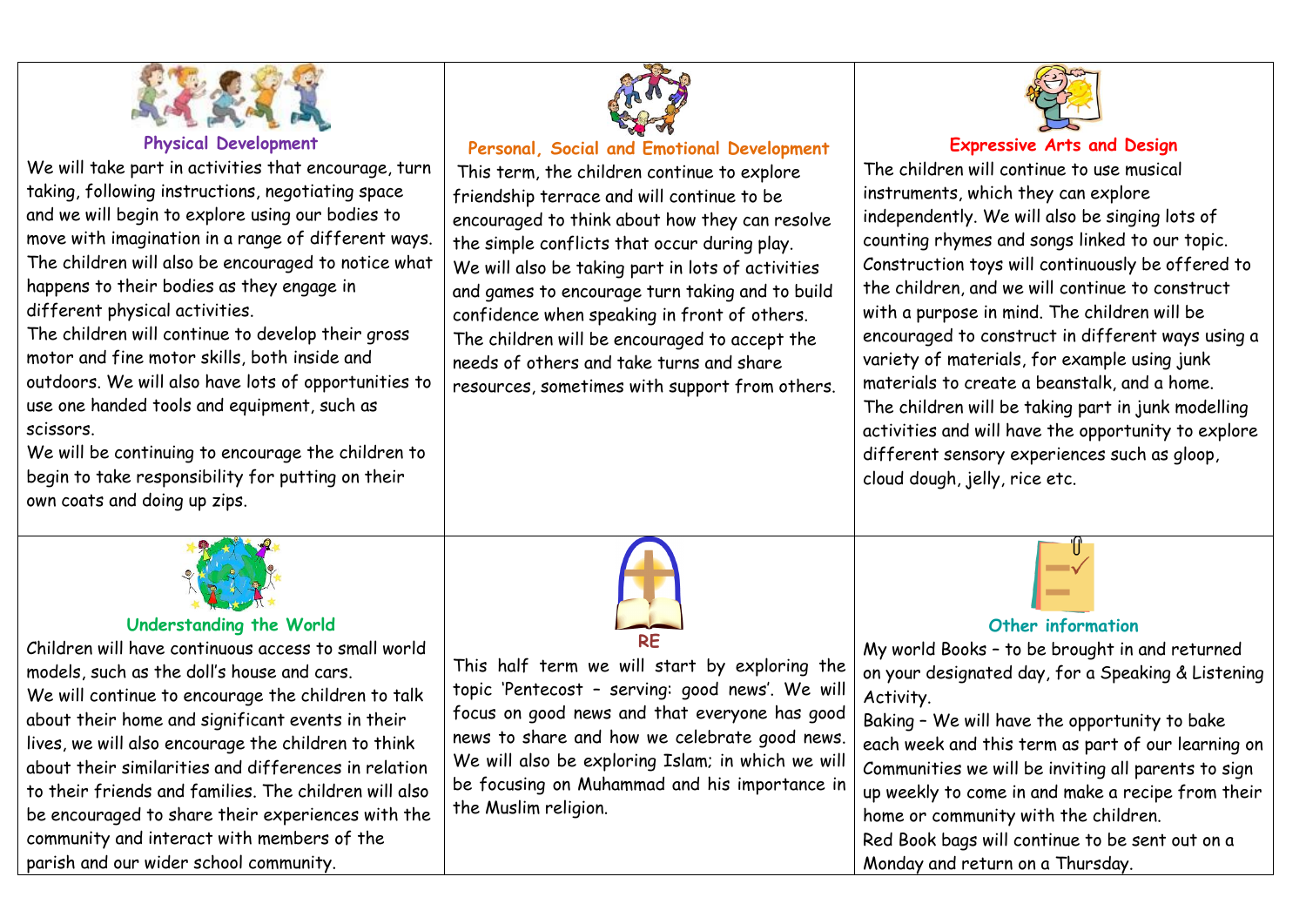## Physical Development

We will take part in activities that encourage, turn taking, following instructions, negotiating space and we will begin to explore using our bodies to move with imagination in a range of different ways. The children will also be encouraged to notice what happens to their bodies as they engage in different physical activities.

The children will continue to develop their gross motor and fine motor skills, both inside and outdoors. We will also have lots of opportunities to use one handed tools and equipment, such as scissors.

We will be continuing to encourage the children to begin to take responsibility for putting on their own coats and doing up zips.

## Personal, Social and Emotional Development

This term, the children continue to explore friendship terrace and will continue to be encouraged to think about how they can resolve the simple conflicts that occur during play.

We will also be taking part in lots of activities and games to encourage turn taking and to build confidence when speaking in front of others.

The children will be encouraged to accept the needs of others and take turns and share resources, sometimes with support from others.

## Expressive Arts and Design

The children will continue to use musical instruments, which they can explore independently. We will also be singing lots of counting rhymes and songs linked to our topic. Construction toys will continuously be offered to the children, and we will continue to construct with a purpose in mind. The children will be encouraged to construct in different ways using a variety of materials, for example using junk materials to create a beanstalk, and a home.

The children will be taking part in junk modelling activities and will have the opportunity to explore different sensory experiences such as gloop, cloud dough, jelly, rice etc.

## Understanding the World

Children will have continuous access to small world models, such as the doll's house and cars.

We will continue to encourage the children to talk about their home and significant events in their lives, we will also encourage the children to think about their similarities and differences in relation to their friends and families. The children will also be encouraged to share their experiences with the community and interact with members of the parish and our wider school community.

## RE

This half term we will start by exploring the topic 'Pentecost – serving: good news'. We will focus on good news and that everyone has good news to share and how we celebrate good news. We will also be exploring Islam; in which we will be focusing on Muhammad and his importance in the Muslim religion.

## Other information

My world Books – to be brought in and returned on your designated day, for a Speaking & Listening Activity.

Baking – We will have the opportunity to bake each week and this term as part of our learning on Communities we will be inviting all parents to sign up weekly to come in and make a recipe from their home or community with the children.

Red Book bags will continue to be sent out on a Monday and return on a Thursday.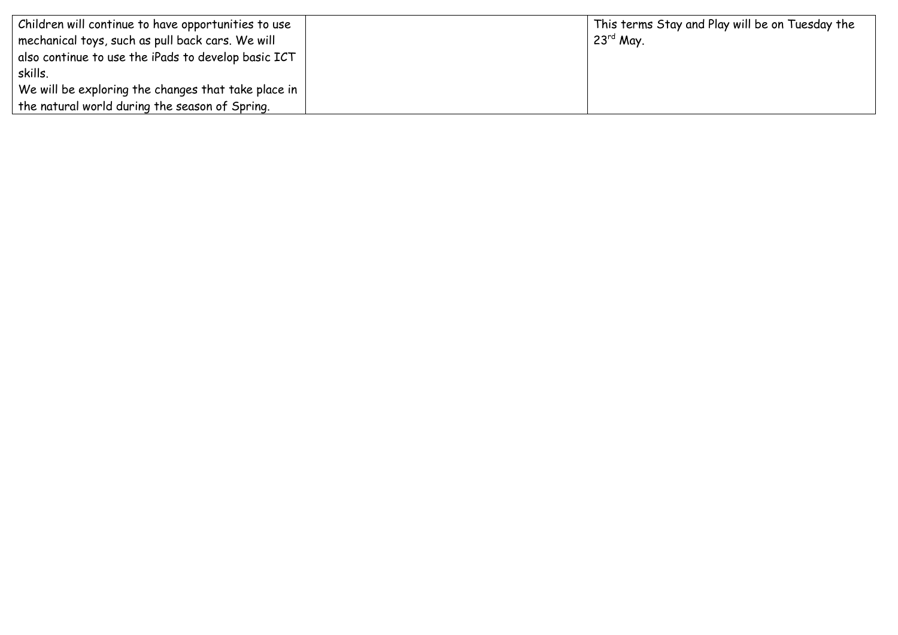| | | |
|---|---|---|
| Children will continue to have opportunities to use mechanical toys, such as pull back cars. We will also continue to use the iPads to develop basic ICT skills.<br>We will be exploring the changes that take place in the natural world during the season of Spring. | | This terms Stay and Play will be on Tuesday the 23rd May. |